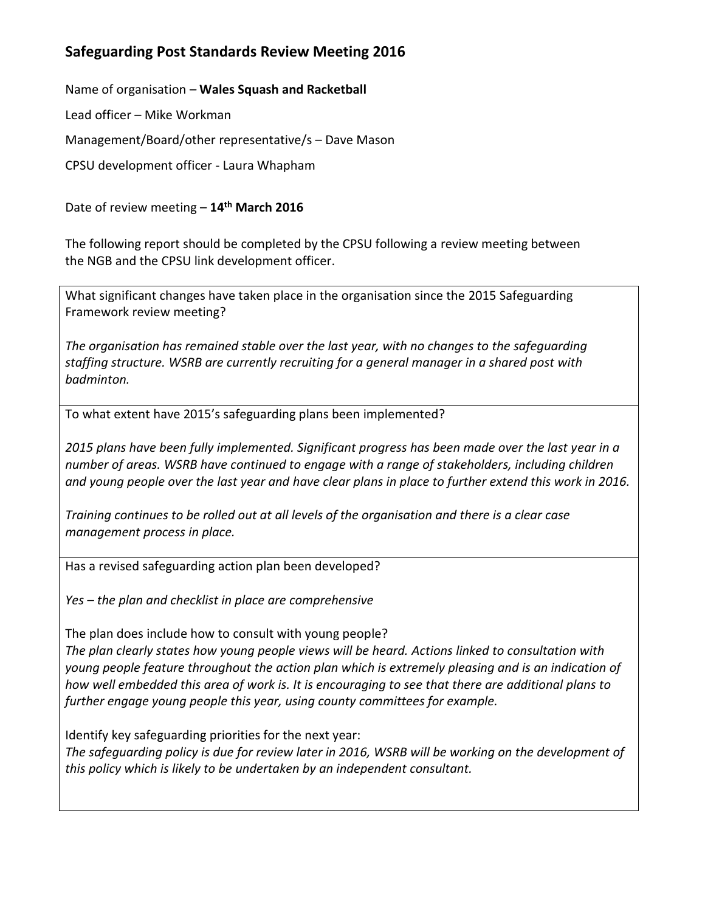## Safeguarding Post Standards Review Meeting 2016

Name of organisation – **Wales Squash and Racketball**

Lead officer – Mike Workman

Management/Board/other representative/s – Dave Mason

CPSU development officer - Laura Whapham

Date of review meeting – **14th March 2016**

The following report should be completed by the CPSU following a review meeting between the NGB and the CPSU link development officer.

What significant changes have taken place in the organisation since the 2015 Safeguarding Framework review meeting?

*The organisation has remained stable over the last year, with no changes to the safeguarding staffing structure. WSRB are currently recruiting for a general manager in a shared post with badminton.*

To what extent have 2015's safeguarding plans been implemented?

*2015 plans have been fully implemented. Significant progress has been made over the last year in a number of areas. WSRB have continued to engage with a range of stakeholders, including children and young people over the last year and have clear plans in place to further extend this work in 2016.*

*Training continues to be rolled out at all levels of the organisation and there is a clear case management process in place.*

Has a revised safeguarding action plan been developed?

*Yes – the plan and checklist in place are comprehensive*

The plan does include how to consult with young people?

*The plan clearly states how young people views will be heard. Actions linked to consultation with young people feature throughout the action plan which is extremely pleasing and is an indication of how well embedded this area of work is. It is encouraging to see that there are additional plans to further engage young people this year, using county committees for example.*

Identify key safeguarding priorities for the next year:

*The safeguarding policy is due for review later in 2016, WSRB will be working on the development of this policy which is likely to be undertaken by an independent consultant.*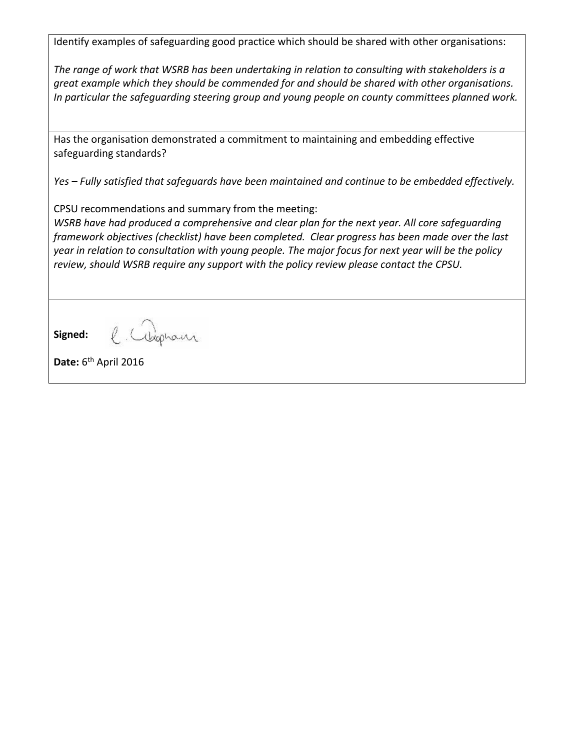Identify examples of safeguarding good practice which should be shared with other organisations:

*The range of work that WSRB has been undertaking in relation to consulting with stakeholders is a great example which they should be commended for and should be shared with other organisations. In particular the safeguarding steering group and young people on county committees planned work.*

Has the organisation demonstrated a commitment to maintaining and embedding effective safeguarding standards?

*Yes – Fully satisfied that safeguards have been maintained and continue to be embedded effectively.*

CPSU recommendations and summary from the meeting:

*WSRB have had produced a comprehensive and clear plan for the next year. All core safeguarding framework objectives (checklist) have been completed. Clear progress has been made over the last year in relation to consultation with young people. The major focus for next year will be the policy review, should WSRB require any support with the policy review please contact the CPSU.*

**Signed:** l. Clapham

**Date:** 6th April 2016